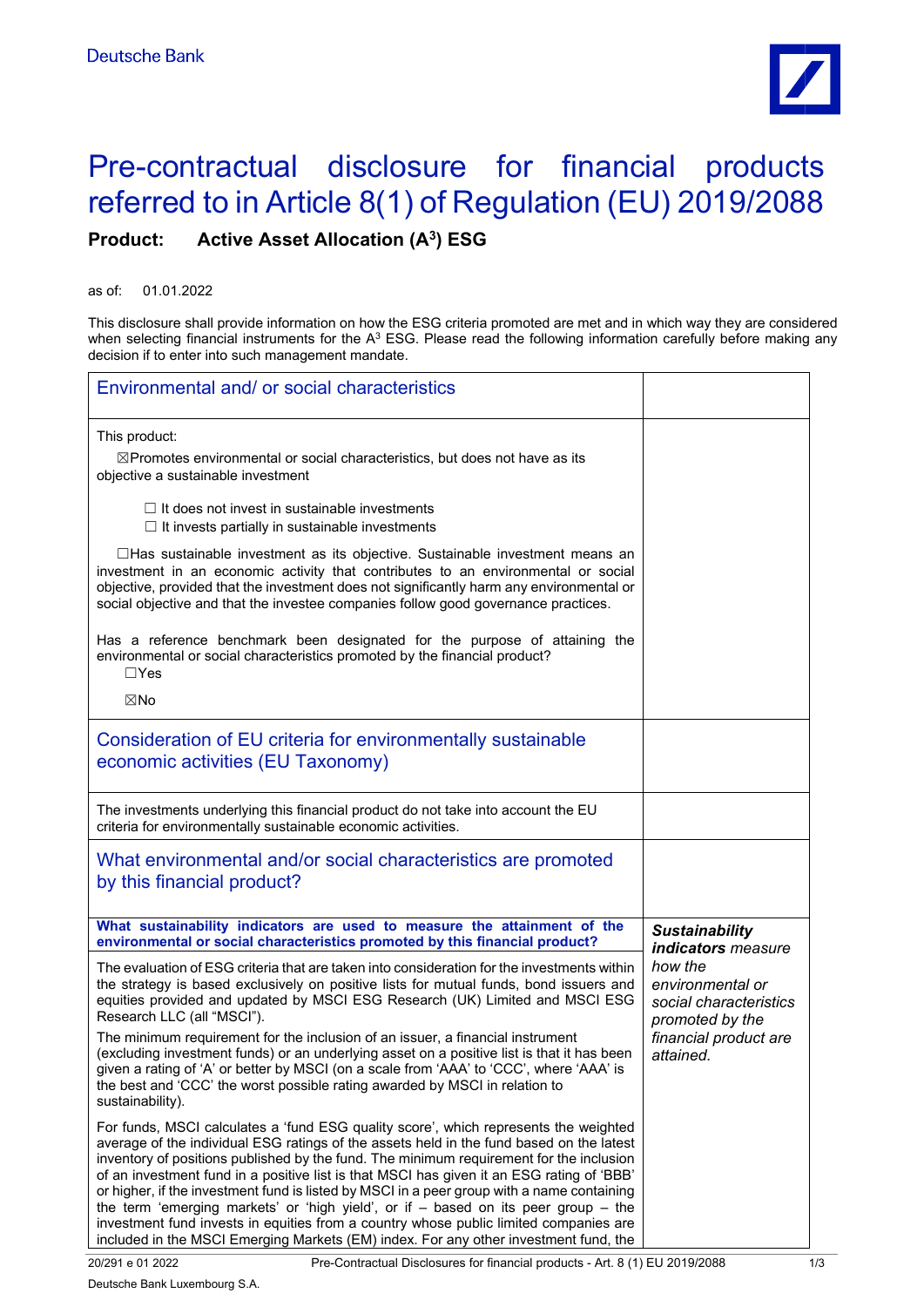Deutsche Bank

# Pre-contractual disclosure for financial products referred to in Article 8(1) of Regulation (EU) 2019/2088

**Product: Active Asset Allocation (A³) ESG**

as of: 01.01.2022

This disclosure shall provide information on how the ESG criteria promoted are met and in which way they are considered when selecting financial instruments for the A³ ESG. Please read the following information carefully before making any decision if to enter into such management mandate.

## Environmental and/ or social characteristics

This product:

☒Promotes environmental or social characteristics, but does not have as its objective a sustainable investment

- ☐ It does not invest in sustainable investments
- ☐ It invests partially in sustainable investments

☐Has sustainable investment as its objective. Sustainable investment means an investment in an economic activity that contributes to an environmental or social objective, provided that the investment does not significantly harm any environmental or social objective and that the investee companies follow good governance practices.

Has a reference benchmark been designated for the purpose of attaining the environmental or social characteristics promoted by the financial product?

☐Yes

☒No

## Consideration of EU criteria for environmentally sustainable economic activities (EU Taxonomy)

The investments underlying this financial product do not take into account the EU criteria for environmentally sustainable economic activities.

## What environmental and/or social characteristics are promoted by this financial product?

**What sustainability indicators are used to measure the attainment of the environmental or social characteristics promoted by this financial product?**

*__Sustainability indicators__ measure how the environmental or social characteristics promoted by the financial product are attained.*

The evaluation of ESG criteria that are taken into consideration for the investments within the strategy is based exclusively on positive lists for mutual funds, bond issuers and equities provided and updated by MSCI ESG Research (UK) Limited and MSCI ESG Research LLC (all "MSCI").

The minimum requirement for the inclusion of an issuer, a financial instrument (excluding investment funds) or an underlying asset on a positive list is that it has been given a rating of 'A' or better by MSCI (on a scale from 'AAA' to 'CCC', where 'AAA' is the best and 'CCC' the worst possible rating awarded by MSCI in relation to sustainability).

For funds, MSCI calculates a 'fund ESG quality score', which represents the weighted average of the individual ESG ratings of the assets held in the fund based on the latest inventory of positions published by the fund. The minimum requirement for the inclusion of an investment fund in a positive list is that MSCI has given it an ESG rating of 'BBB' or higher, if the investment fund is listed by MSCI in a peer group with a name containing the term 'emerging markets' or 'high yield', or if – based on its peer group – the investment fund invests in equities from a country whose public limited companies are included in the MSCI Emerging Markets (EM) index. For any other investment fund, the

Deutsche Bank Luxembourg S.A.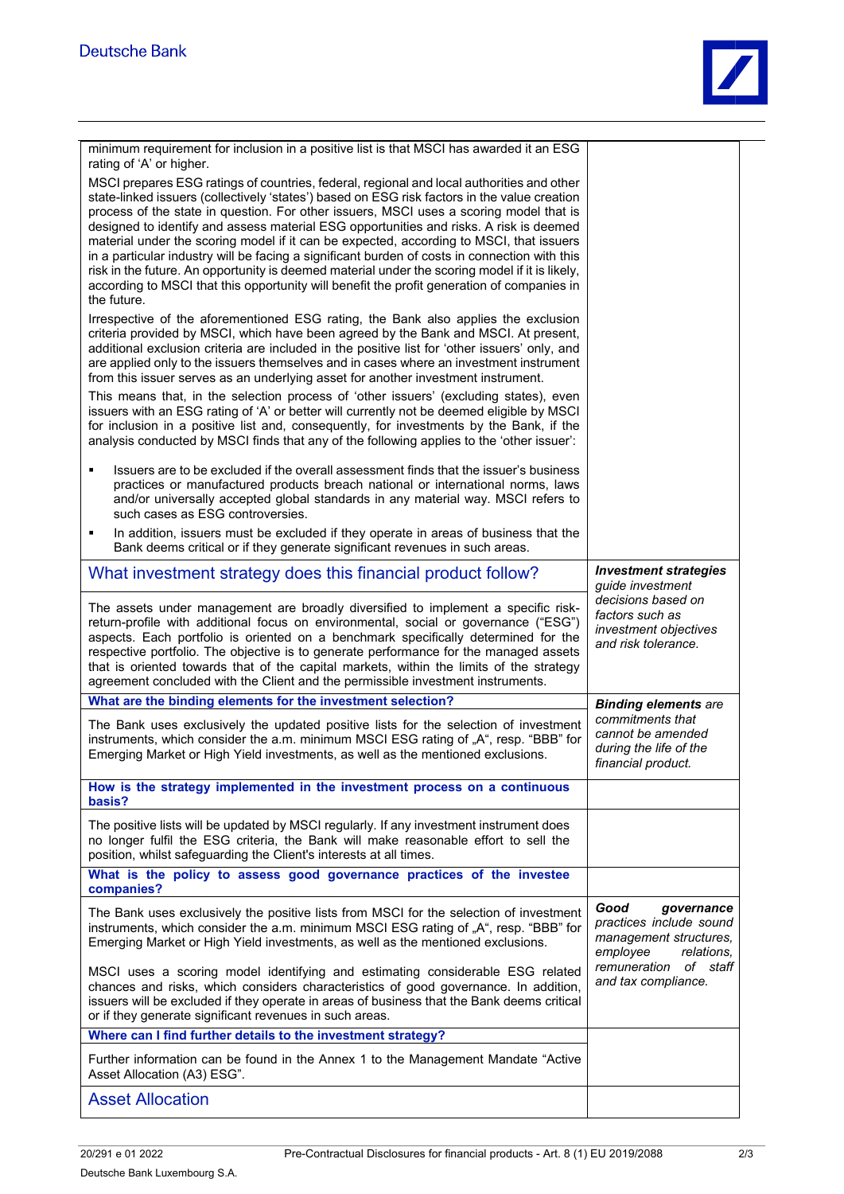minimum requirement for inclusion in a positive list is that MSCI has awarded it an ESG rating of 'A' or higher.

MSCI prepares ESG ratings of countries, federal, regional and local authorities and other state-linked issuers (collectively 'states') based on ESG risk factors in the value creation process of the state in question. For other issuers, MSCI uses a scoring model that is designed to identify and assess material ESG opportunities and risks. A risk is deemed material under the scoring model if it can be expected, according to MSCI, that issuers in a particular industry will be facing a significant burden of costs in connection with this risk in the future. An opportunity is deemed material under the scoring model if it is likely, according to MSCI that this opportunity will benefit the profit generation of companies in the future.

Irrespective of the aforementioned ESG rating, the Bank also applies the exclusion criteria provided by MSCI, which have been agreed by the Bank and MSCI. At present, additional exclusion criteria are included in the positive list for 'other issuers' only, and are applied only to the issuers themselves and in cases where an investment instrument from this issuer serves as an underlying asset for another investment instrument.

This means that, in the selection process of 'other issuers' (excluding states), even issuers with an ESG rating of 'A' or better will currently not be deemed eligible by MSCI for inclusion in a positive list and, consequently, for investments by the Bank, if the analysis conducted by MSCI finds that any of the following applies to the 'other issuer':

- Issuers are to be excluded if the overall assessment finds that the issuer's business practices or manufactured products breach national or international norms, laws and/or universally accepted global standards in any material way. MSCI refers to such cases as ESG controversies.
- In addition, issuers must be excluded if they operate in areas of business that the Bank deems critical or if they generate significant revenues in such areas.

## What investment strategy does this financial product follow?

*__Investment strategies__ guide investment decisions based on factors such as investment objectives and risk tolerance.*

The assets under management are broadly diversified to implement a specific risk-return-profile with additional focus on environmental, social or governance ("ESG") aspects. Each portfolio is oriented on a benchmark specifically determined for the respective portfolio. The objective is to generate performance for the managed assets that is oriented towards that of the capital markets, within the limits of the strategy agreement concluded with the Client and the permissible investment instruments.

### What are the binding elements for the investment selection?

*__Binding elements__ are commitments that cannot be amended during the life of the financial product.*

The Bank uses exclusively the updated positive lists for the selection of investment instruments, which consider the a.m. minimum MSCI ESG rating of „A", resp. "BBB" for Emerging Market or High Yield investments, as well as the mentioned exclusions.

### How is the strategy implemented in the investment process on a continuous basis?

The positive lists will be updated by MSCI regularly. If any investment instrument does no longer fulfil the ESG criteria, the Bank will make reasonable effort to sell the position, whilst safeguarding the Client's interests at all times.

### What is the policy to assess good governance practices of the investee companies?

*__Good governance__ practices include sound management structures, employee relations, remuneration of staff and tax compliance.*

The Bank uses exclusively the positive lists from MSCI for the selection of investment instruments, which consider the a.m. minimum MSCI ESG rating of „A", resp. "BBB" for Emerging Market or High Yield investments, as well as the mentioned exclusions.

MSCI uses a scoring model identifying and estimating considerable ESG related chances and risks, which considers characteristics of good governance. In addition, issuers will be excluded if they operate in areas of business that the Bank deems critical or if they generate significant revenues in such areas.

### Where can I find further details to the investment strategy?

Further information can be found in the Annex 1 to the Management Mandate "Active Asset Allocation (A3) ESG".

## Asset Allocation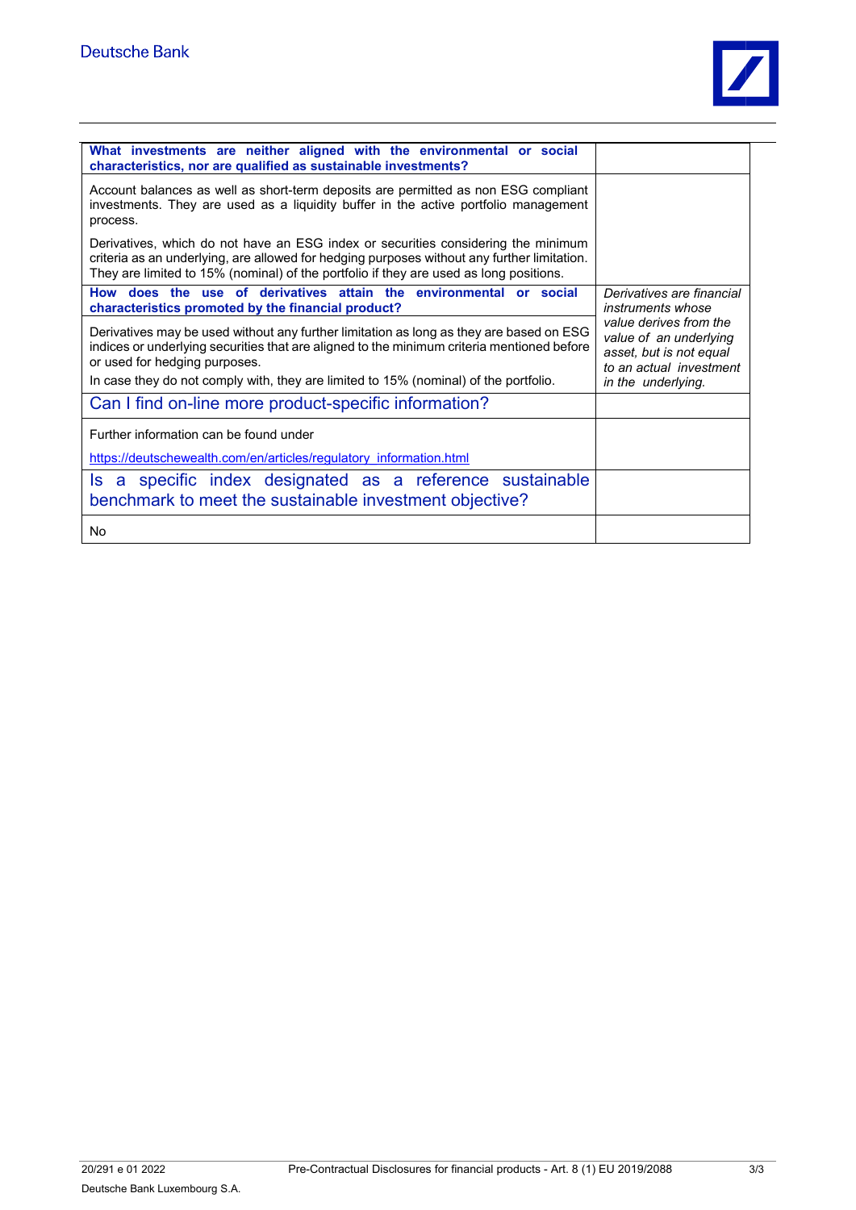**What investments are neither aligned with the environmental or social characteristics, nor are qualified as sustainable investments?**

Account balances as well as short-term deposits are permitted as non ESG compliant investments. They are used as a liquidity buffer in the active portfolio management process.

Derivatives, which do not have an ESG index or securities considering the minimum criteria as an underlying, are allowed for hedging purposes without any further limitation. They are limited to 15% (nominal) of the portfolio if they are used as long positions.

**How does the use of derivatives attain the environmental or social characteristics promoted by the financial product?**

*Derivatives are financial instruments whose value derives from the value of an underlying asset, but is not equal to an actual investment in the underlying.*

Derivatives may be used without any further limitation as long as they are based on ESG indices or underlying securities that are aligned to the minimum criteria mentioned before or used for hedging purposes.

In case they do not comply with, they are limited to 15% (nominal) of the portfolio.

## Can I find on-line more product-specific information?

Further information can be found under

https://deutschewealth.com/en/articles/regulatory_information.html

## Is a specific index designated as a reference sustainable benchmark to meet the sustainable investment objective?

No